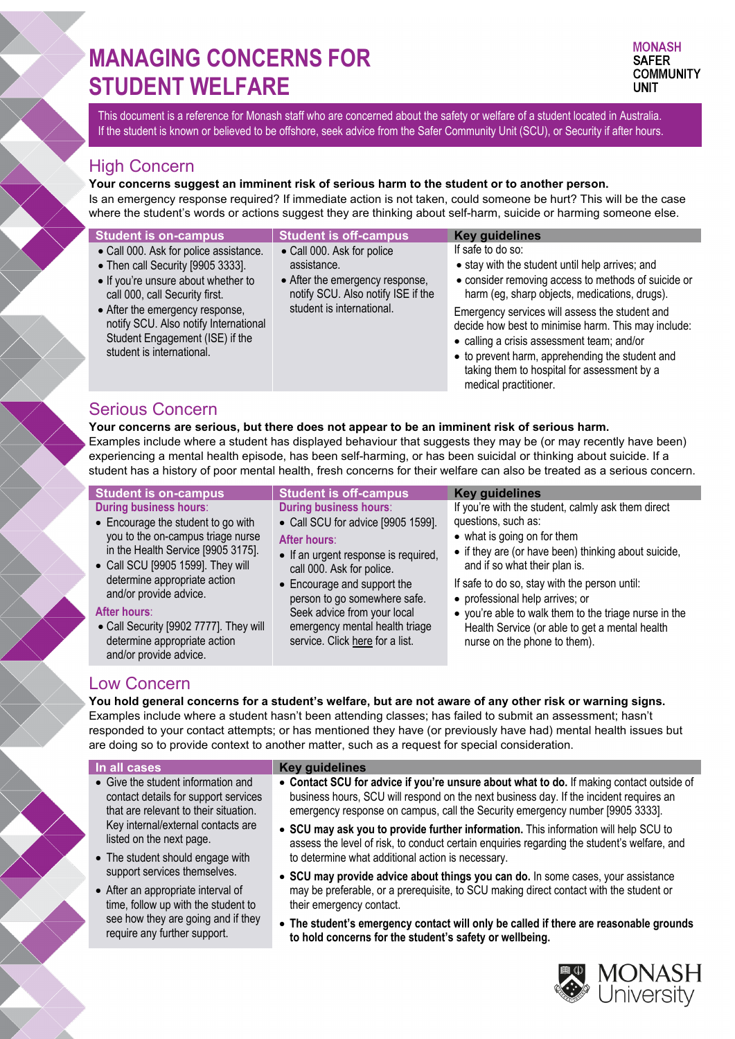# MANAGING CONCERNS FOR STUDENT WELFARE

MONASH
SAFER
COMMUNITY
UNIT

This document is a reference for Monash staff who are concerned about the safety or welfare of a student located in Australia. If the student is known or believed to be offshore, seek advice from the Safer Community Unit (SCU), or Security if after hours.

## High Concern

**Your concerns suggest an imminent risk of serious harm to the student or to another person.**

Is an emergency response required? If immediate action is not taken, could someone be hurt? This will be the case where the student's words or actions suggest they are thinking about self-harm, suicide or harming someone else.

| Student is on-campus | Student is off-campus | Key guidelines |
|---|---|---|
| • Call 000. Ask for police assistance.<br>• Then call Security [9905 3333].<br>• If you're unsure about whether to call 000, call Security first.<br>• After the emergency response, notify SCU. Also notify International Student Engagement (ISE) if the student is international. | • Call 000. Ask for police assistance.<br>• After the emergency response, notify SCU. Also notify ISE if the student is international. | If safe to do so:<br>• stay with the student until help arrives; and<br>• consider removing access to methods of suicide or harm (eg, sharp objects, medications, drugs).<br>Emergency services will assess the student and decide how best to minimise harm. This may include:<br>• calling a crisis assessment team; and/or<br>• to prevent harm, apprehending the student and taking them to hospital for assessment by a medical practitioner. |

## Serious Concern

**Your concerns are serious, but there does not appear to be an imminent risk of serious harm.**

Examples include where a student has displayed behaviour that suggests they may be (or may recently have been) experiencing a mental health episode, has been self-harming, or has been suicidal or thinking about suicide. If a student has a history of poor mental health, fresh concerns for their welfare can also be treated as a serious concern.

| Student is on-campus | Student is off-campus | Key guidelines |
|---|---|---|
| **During business hours:**<br>• Encourage the student to go with you to the on-campus triage nurse in the Health Service [9905 3175].<br>• Call SCU [9905 1599]. They will determine appropriate action and/or provide advice.<br>**After hours:**<br>• Call Security [9902 7777]. They will determine appropriate action and/or provide advice. | **During business hours:**<br>• Call SCU for advice [9905 1599].<br>**After hours:**<br>• If an urgent response is required, call 000. Ask for police.<br>• Encourage and support the person to go somewhere safe. Seek advice from your local emergency mental health triage service. Click here for a list. | If you're with the student, calmly ask them direct questions, such as:<br>• what is going on for them<br>• if they are (or have been) thinking about suicide, and if so what their plan is.<br>If safe to do so, stay with the person until:<br>• professional help arrives; or<br>• you're able to walk them to the triage nurse in the Health Service (or able to get a mental health nurse on the phone to them). |

## Low Concern

**You hold general concerns for a student's welfare, but are not aware of any other risk or warning signs.**

Examples include where a student hasn't been attending classes; has failed to submit an assessment; hasn't responded to your contact attempts; or has mentioned they have (or previously have had) mental health issues but are doing so to provide context to another matter, such as a request for special consideration.

| In all cases | Key guidelines |
|---|---|
| • Give the student information and contact details for support services that are relevant to their situation. Key internal/external contacts are listed on the next page.<br>• The student should engage with support services themselves.<br>• After an appropriate interval of time, follow up with the student to see how they are going and if they require any further support. | • **Contact SCU for advice if you're unsure about what to do.** If making contact outside of business hours, SCU will respond on the next business day. If the incident requires an emergency response on campus, call the Security emergency number [9905 3333].<br>• **SCU may ask you to provide further information.** This information will help SCU to assess the level of risk, to conduct certain enquiries regarding the student's welfare, and to determine what additional action is necessary.<br>• **SCU may provide advice about things you can do.** In some cases, your assistance may be preferable, or a prerequisite, to SCU making direct contact with the student or their emergency contact.<br>• **The student's emergency contact will only be called if there are reasonable grounds to hold concerns for the student's safety or wellbeing.** |

MONASH University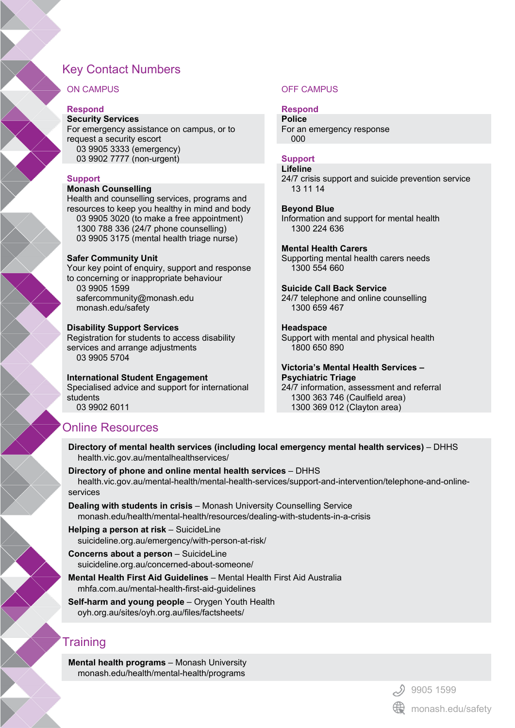# Key Contact Numbers

## ON CAMPUS

### Respond

**Security Services**
For emergency assistance on campus, or to request a security escort
03 9905 3333 (emergency)
03 9902 7777 (non-urgent)

### Support

**Monash Counselling**
Health and counselling services, programs and resources to keep you healthy in mind and body
03 9905 3020 (to make a free appointment)
1300 788 336 (24/7 phone counselling)
03 9905 3175 (mental health triage nurse)

**Safer Community Unit**
Your key point of enquiry, support and response to concerning or inappropriate behaviour
03 9905 1599
safercommunity@monash.edu
monash.edu/safety

**Disability Support Services**
Registration for students to access disability services and arrange adjustments
03 9905 5704

**International Student Engagement**
Specialised advice and support for international students
03 9902 6011

## OFF CAMPUS

### Respond

**Police**
For an emergency response
000

### Support

**Lifeline**
24/7 crisis support and suicide prevention service
13 11 14

**Beyond Blue**
Information and support for mental health
1300 224 636

**Mental Health Carers**
Supporting mental health carers needs
1300 554 660

**Suicide Call Back Service**
24/7 telephone and online counselling
1300 659 467

**Headspace**
Support with mental and physical health
1800 650 890

**Victoria's Mental Health Services – Psychiatric Triage**
24/7 information, assessment and referral
1300 363 746 (Caulfield area)
1300 369 012 (Clayton area)

# Online Resources

**Directory of mental health services (including local emergency mental health services)** – DHHS
health.vic.gov.au/mentalhealthservices/

**Directory of phone and online mental health services** – DHHS
health.vic.gov.au/mental-health/mental-health-services/support-and-intervention/telephone-and-online-services

**Dealing with students in crisis** – Monash University Counselling Service
monash.edu/health/mental-health/resources/dealing-with-students-in-a-crisis

**Helping a person at risk** – SuicideLine
suicideline.org.au/emergency/with-person-at-risk/

**Concerns about a person** – SuicideLine
suicideline.org.au/concerned-about-someone/

**Mental Health First Aid Guidelines** – Mental Health First Aid Australia
mhfa.com.au/mental-health-first-aid-guidelines

**Self-harm and young people** – Orygen Youth Health
oyh.org.au/sites/oyh.org.au/files/factsheets/

# Training

**Mental health programs** – Monash University
monash.edu/health/mental-health/programs

9905 1599
monash.edu/safety